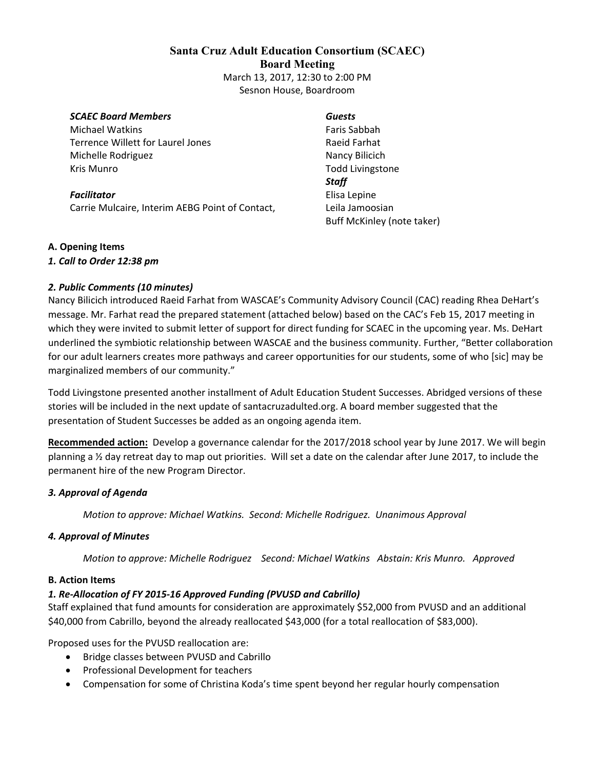# Santa Cruz Adult Education Consortium (SCAEC)
## Board Meeting

March 13, 2017, 12:30 to 2:00 PM
Sesnon House, Boardroom

***SCAEC Board Members***
Michael Watkins
Terrence Willett for Laurel Jones
Michelle Rodriguez
Kris Munro

***Facilitator***
Carrie Mulcaire, Interim AEBG Point of Contact,

***Guests***
Faris Sabbah
Raeid Farhat
Nancy Bilicich
Todd Livingstone

***Staff***
Elisa Lepine
Leila Jamoosian
Buff McKinley (note taker)

**A. Opening Items**

***1. Call to Order 12:38 pm***

***2. Public Comments (10 minutes)***

Nancy Bilicich introduced Raeid Farhat from WASCAE's Community Advisory Council (CAC) reading Rhea DeHart's message. Mr. Farhat read the prepared statement (attached below) based on the CAC's Feb 15, 2017 meeting in which they were invited to submit letter of support for direct funding for SCAEC in the upcoming year. Ms. DeHart underlined the symbiotic relationship between WASCAE and the business community. Further, "Better collaboration for our adult learners creates more pathways and career opportunities for our students, some of who [sic] may be marginalized members of our community."

Todd Livingstone presented another installment of Adult Education Student Successes. Abridged versions of these stories will be included in the next update of santacruzadulted.org. A board member suggested that the presentation of Student Successes be added as an ongoing agenda item.

**Recommended action:** Develop a governance calendar for the 2017/2018 school year by June 2017. We will begin planning a ½ day retreat day to map out priorities. Will set a date on the calendar after June 2017, to include the permanent hire of the new Program Director.

***3. Approval of Agenda***

*Motion to approve: Michael Watkins. Second: Michelle Rodriguez. Unanimous Approval*

***4. Approval of Minutes***

*Motion to approve: Michelle Rodriguez Second: Michael Watkins Abstain: Kris Munro. Approved*

**B. Action Items**

***1. Re-Allocation of FY 2015-16 Approved Funding (PVUSD and Cabrillo)***

Staff explained that fund amounts for consideration are approximately $52,000 from PVUSD and an additional $40,000 from Cabrillo, beyond the already reallocated $43,000 (for a total reallocation of $83,000).

Proposed uses for the PVUSD reallocation are:

- Bridge classes between PVUSD and Cabrillo
- Professional Development for teachers
- Compensation for some of Christina Koda's time spent beyond her regular hourly compensation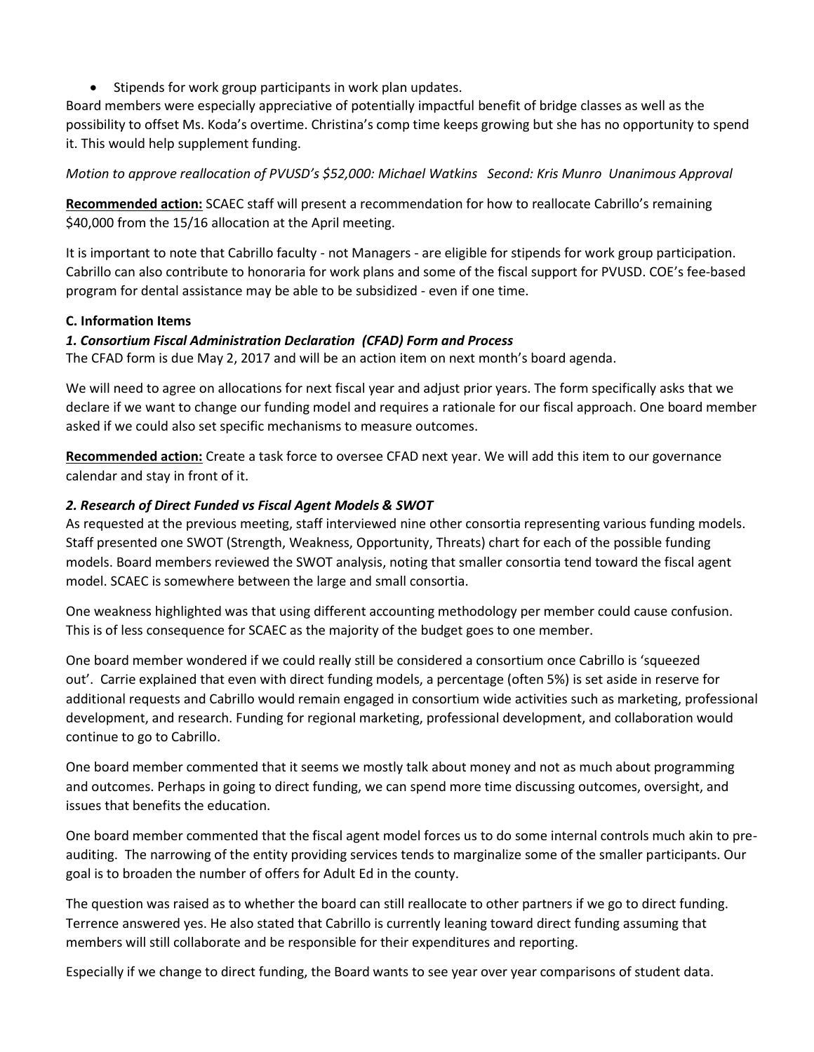- Stipends for work group participants in work plan updates.

Board members were especially appreciative of potentially impactful benefit of bridge classes as well as the possibility to offset Ms. Koda's overtime. Christina's comp time keeps growing but she has no opportunity to spend it. This would help supplement funding.

*Motion to approve reallocation of PVUSD's $52,000: Michael Watkins   Second: Kris Munro  Unanimous Approval*

**Recommended action:** SCAEC staff will present a recommendation for how to reallocate Cabrillo's remaining $40,000 from the 15/16 allocation at the April meeting.

It is important to note that Cabrillo faculty - not Managers - are eligible for stipends for work group participation. Cabrillo can also contribute to honoraria for work plans and some of the fiscal support for PVUSD. COE's fee-based program for dental assistance may be able to be subsidized - even if one time.

**C. Information Items**

***1. Consortium Fiscal Administration Declaration (CFAD) Form and Process***

The CFAD form is due May 2, 2017 and will be an action item on next month's board agenda.

We will need to agree on allocations for next fiscal year and adjust prior years. The form specifically asks that we declare if we want to change our funding model and requires a rationale for our fiscal approach. One board member asked if we could also set specific mechanisms to measure outcomes.

**Recommended action:** Create a task force to oversee CFAD next year. We will add this item to our governance calendar and stay in front of it.

***2. Research of Direct Funded vs Fiscal Agent Models & SWOT***

As requested at the previous meeting, staff interviewed nine other consortia representing various funding models. Staff presented one SWOT (Strength, Weakness, Opportunity, Threats) chart for each of the possible funding models. Board members reviewed the SWOT analysis, noting that smaller consortia tend toward the fiscal agent model. SCAEC is somewhere between the large and small consortia.

One weakness highlighted was that using different accounting methodology per member could cause confusion. This is of less consequence for SCAEC as the majority of the budget goes to one member.

One board member wondered if we could really still be considered a consortium once Cabrillo is 'squeezed out'. Carrie explained that even with direct funding models, a percentage (often 5%) is set aside in reserve for additional requests and Cabrillo would remain engaged in consortium wide activities such as marketing, professional development, and research. Funding for regional marketing, professional development, and collaboration would continue to go to Cabrillo.

One board member commented that it seems we mostly talk about money and not as much about programming and outcomes. Perhaps in going to direct funding, we can spend more time discussing outcomes, oversight, and issues that benefits the education.

One board member commented that the fiscal agent model forces us to do some internal controls much akin to pre-auditing. The narrowing of the entity providing services tends to marginalize some of the smaller participants. Our goal is to broaden the number of offers for Adult Ed in the county.

The question was raised as to whether the board can still reallocate to other partners if we go to direct funding. Terrence answered yes. He also stated that Cabrillo is currently leaning toward direct funding assuming that members will still collaborate and be responsible for their expenditures and reporting.

Especially if we change to direct funding, the Board wants to see year over year comparisons of student data.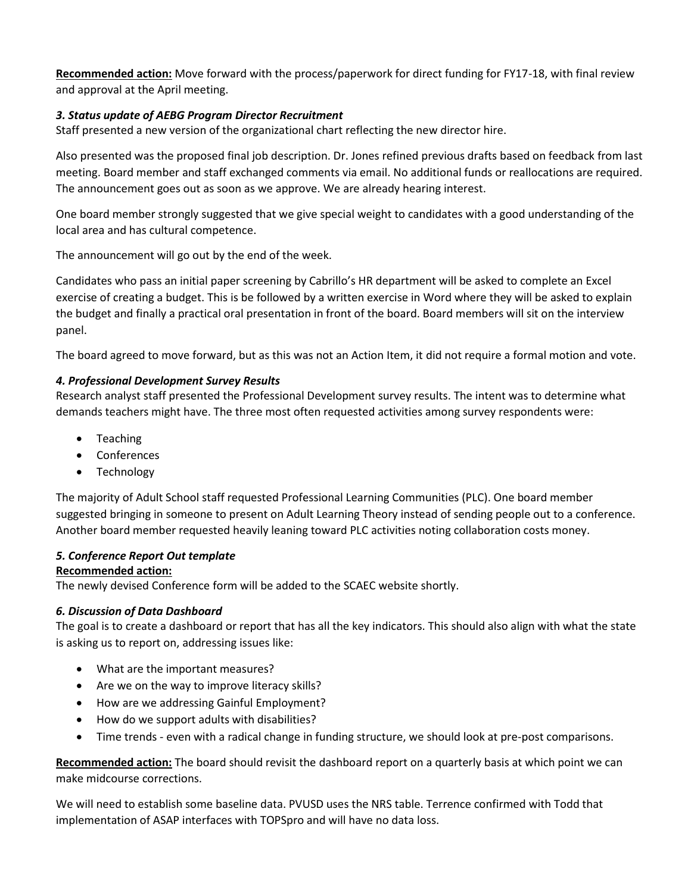**Recommended action:** Move forward with the process/paperwork for direct funding for FY17-18, with final review and approval at the April meeting.

### *3. Status update of AEBG Program Director Recruitment*

Staff presented a new version of the organizational chart reflecting the new director hire.

Also presented was the proposed final job description. Dr. Jones refined previous drafts based on feedback from last meeting. Board member and staff exchanged comments via email. No additional funds or reallocations are required. The announcement goes out as soon as we approve. We are already hearing interest.

One board member strongly suggested that we give special weight to candidates with a good understanding of the local area and has cultural competence.

The announcement will go out by the end of the week.

Candidates who pass an initial paper screening by Cabrillo's HR department will be asked to complete an Excel exercise of creating a budget. This is be followed by a written exercise in Word where they will be asked to explain the budget and finally a practical oral presentation in front of the board. Board members will sit on the interview panel.

The board agreed to move forward, but as this was not an Action Item, it did not require a formal motion and vote.

### *4. Professional Development Survey Results*

Research analyst staff presented the Professional Development survey results. The intent was to determine what demands teachers might have. The three most often requested activities among survey respondents were:

- Teaching
- Conferences
- Technology

The majority of Adult School staff requested Professional Learning Communities (PLC). One board member suggested bringing in someone to present on Adult Learning Theory instead of sending people out to a conference. Another board member requested heavily leaning toward PLC activities noting collaboration costs money.

### *5. Conference Report Out template*

**Recommended action:**

The newly devised Conference form will be added to the SCAEC website shortly.

### *6. Discussion of Data Dashboard*

The goal is to create a dashboard or report that has all the key indicators. This should also align with what the state is asking us to report on, addressing issues like:

- What are the important measures?
- Are we on the way to improve literacy skills?
- How are we addressing Gainful Employment?
- How do we support adults with disabilities?
- Time trends - even with a radical change in funding structure, we should look at pre-post comparisons.

**Recommended action:** The board should revisit the dashboard report on a quarterly basis at which point we can make midcourse corrections.

We will need to establish some baseline data. PVUSD uses the NRS table. Terrence confirmed with Todd that implementation of ASAP interfaces with TOPSpro and will have no data loss.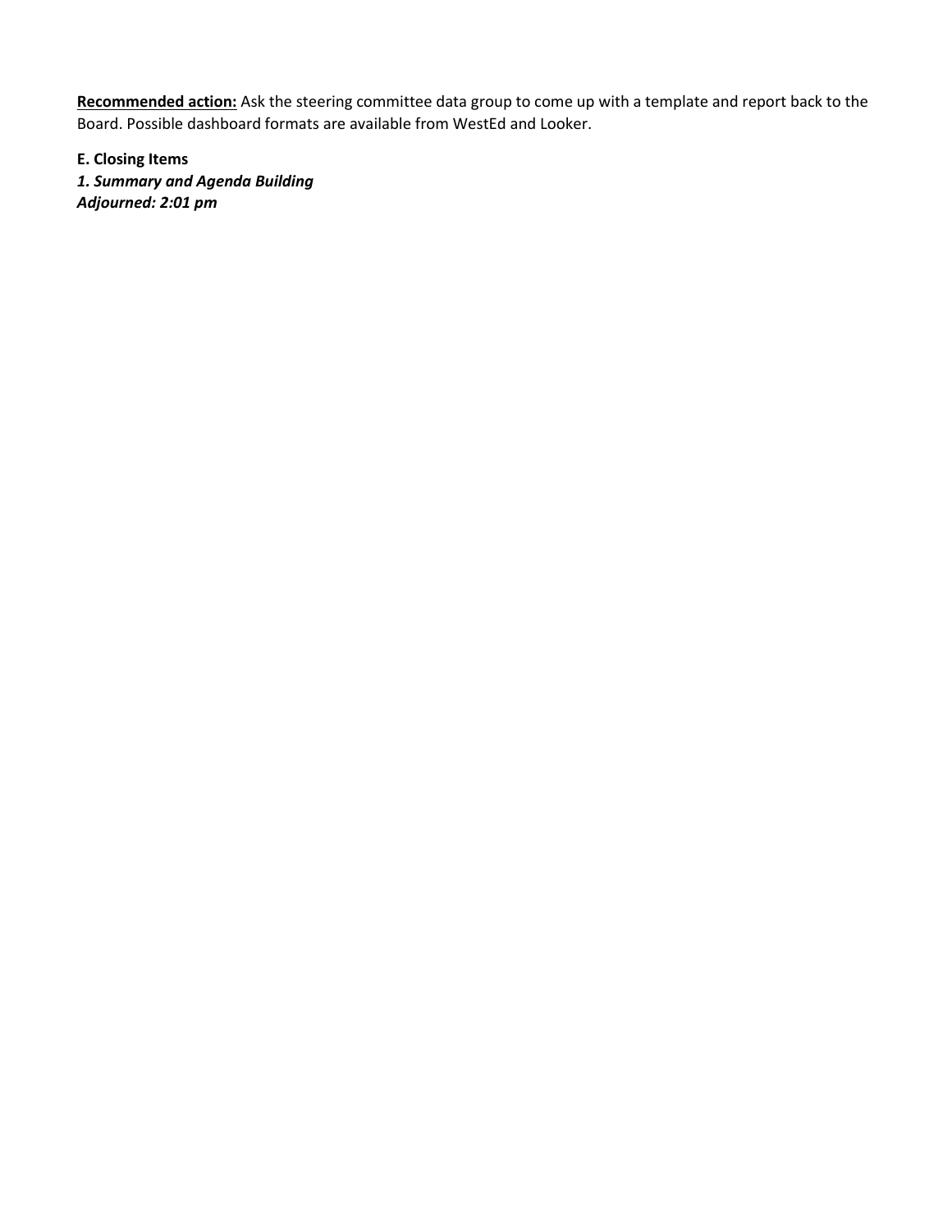**Recommended action:** Ask the steering committee data group to come up with a template and report back to the Board. Possible dashboard formats are available from WestEd and Looker.

**E. Closing Items**

***1. Summary and Agenda Building***

***Adjourned: 2:01 pm***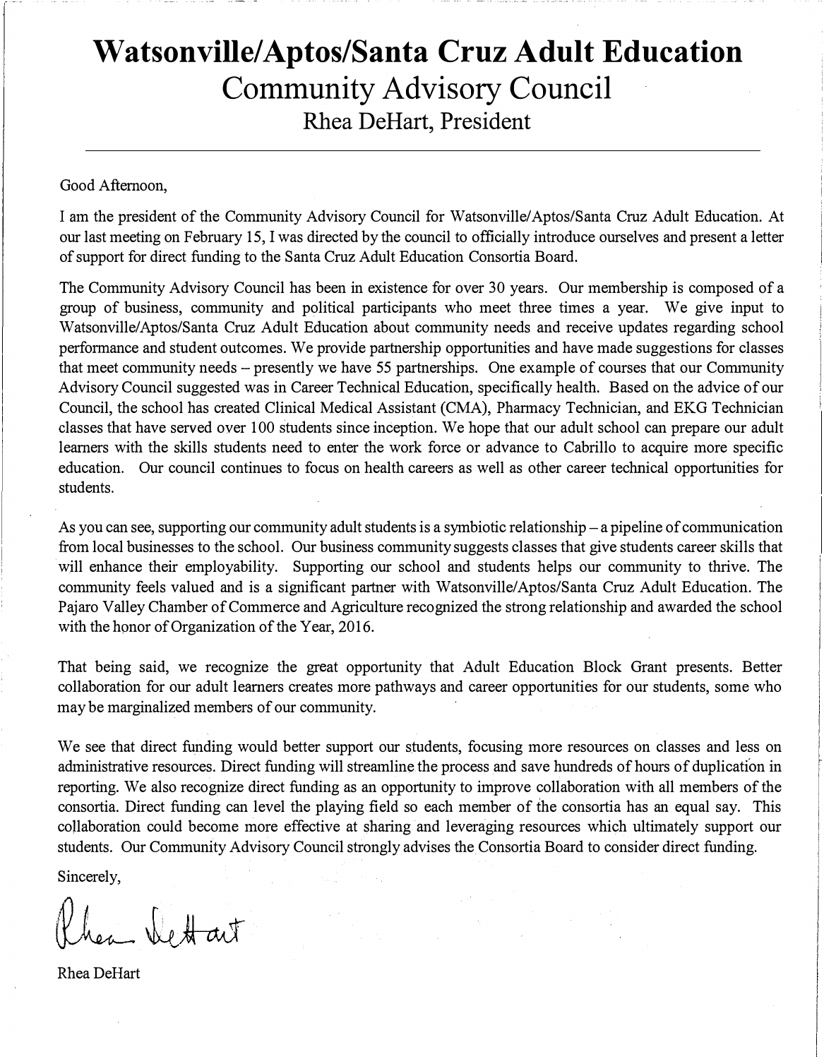# Watsonville/Aptos/Santa Cruz Adult Education

## Community Advisory Council

### Rhea DeHart, President

Good Afternoon,

I am the president of the Community Advisory Council for Watsonville/Aptos/Santa Cruz Adult Education. At our last meeting on February 15, I was directed by the council to officially introduce ourselves and present a letter of support for direct funding to the Santa Cruz Adult Education Consortia Board.

The Community Advisory Council has been in existence for over 30 years. Our membership is composed of a group of business, community and political participants who meet three times a year. We give input to Watsonville/Aptos/Santa Cruz Adult Education about community needs and receive updates regarding school performance and student outcomes. We provide partnership opportunities and have made suggestions for classes that meet community needs – presently we have 55 partnerships. One example of courses that our Community Advisory Council suggested was in Career Technical Education, specifically health. Based on the advice of our Council, the school has created Clinical Medical Assistant (CMA), Pharmacy Technician, and EKG Technician classes that have served over 100 students since inception. We hope that our adult school can prepare our adult learners with the skills students need to enter the work force or advance to Cabrillo to acquire more specific education. Our council continues to focus on health careers as well as other career technical opportunities for students.

As you can see, supporting our community adult students is a symbiotic relationship – a pipeline of communication from local businesses to the school. Our business community suggests classes that give students career skills that will enhance their employability. Supporting our school and students helps our community to thrive. The community feels valued and is a significant partner with Watsonville/Aptos/Santa Cruz Adult Education. The Pajaro Valley Chamber of Commerce and Agriculture recognized the strong relationship and awarded the school with the honor of Organization of the Year, 2016.

That being said, we recognize the great opportunity that Adult Education Block Grant presents. Better collaboration for our adult learners creates more pathways and career opportunities for our students, some who may be marginalized members of our community.

We see that direct funding would better support our students, focusing more resources on classes and less on administrative resources. Direct funding will streamline the process and save hundreds of hours of duplication in reporting. We also recognize direct funding as an opportunity to improve collaboration with all members of the consortia. Direct funding can level the playing field so each member of the consortia has an equal say. This collaboration could become more effective at sharing and leveraging resources which ultimately support our students. Our Community Advisory Council strongly advises the Consortia Board to consider direct funding.

Sincerely,

Rhea DeHart

Rhea DeHart